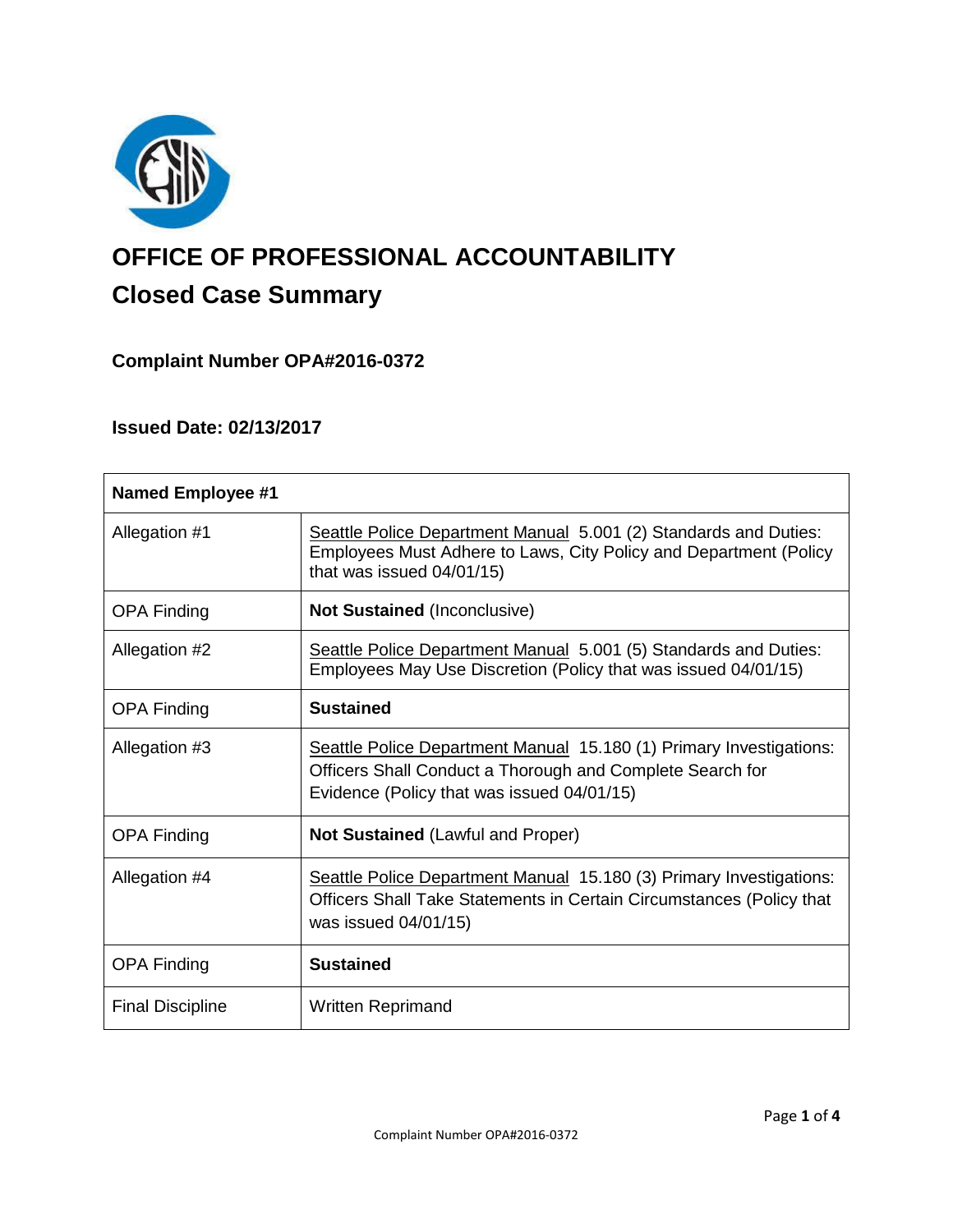# OFFICE OF PROFESSIONAL ACCOUNTABILITY

## Closed Case Summary

### Complaint Number OPA#2016-0372

### Issued Date: 02/13/2017

| Named Employee #1 | |
|---|---|
| Allegation #1 | Seattle Police Department Manual 5.001 (2) Standards and Duties: Employees Must Adhere to Laws, City Policy and Department (Policy that was issued 04/01/15) |
| OPA Finding | **Not Sustained** (Inconclusive) |
| Allegation #2 | Seattle Police Department Manual 5.001 (5) Standards and Duties: Employees May Use Discretion (Policy that was issued 04/01/15) |
| OPA Finding | **Sustained** |
| Allegation #3 | Seattle Police Department Manual 15.180 (1) Primary Investigations: Officers Shall Conduct a Thorough and Complete Search for Evidence (Policy that was issued 04/01/15) |
| OPA Finding | **Not Sustained** (Lawful and Proper) |
| Allegation #4 | Seattle Police Department Manual 15.180 (3) Primary Investigations: Officers Shall Take Statements in Certain Circumstances (Policy that was issued 04/01/15) |
| OPA Finding | **Sustained** |
| Final Discipline | Written Reprimand |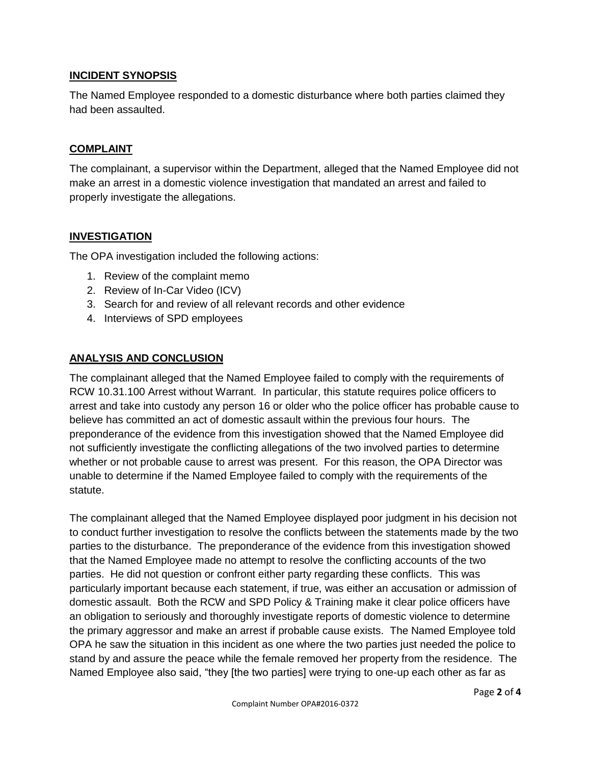## INCIDENT SYNOPSIS

The Named Employee responded to a domestic disturbance where both parties claimed they had been assaulted.

## COMPLAINT

The complainant, a supervisor within the Department, alleged that the Named Employee did not make an arrest in a domestic violence investigation that mandated an arrest and failed to properly investigate the allegations.

## INVESTIGATION

The OPA investigation included the following actions:

1. Review of the complaint memo
2. Review of In-Car Video (ICV)
3. Search for and review of all relevant records and other evidence
4. Interviews of SPD employees

## ANALYSIS AND CONCLUSION

The complainant alleged that the Named Employee failed to comply with the requirements of RCW 10.31.100 Arrest without Warrant. In particular, this statute requires police officers to arrest and take into custody any person 16 or older who the police officer has probable cause to believe has committed an act of domestic assault within the previous four hours. The preponderance of the evidence from this investigation showed that the Named Employee did not sufficiently investigate the conflicting allegations of the two involved parties to determine whether or not probable cause to arrest was present. For this reason, the OPA Director was unable to determine if the Named Employee failed to comply with the requirements of the statute.

The complainant alleged that the Named Employee displayed poor judgment in his decision not to conduct further investigation to resolve the conflicts between the statements made by the two parties to the disturbance. The preponderance of the evidence from this investigation showed that the Named Employee made no attempt to resolve the conflicting accounts of the two parties. He did not question or confront either party regarding these conflicts. This was particularly important because each statement, if true, was either an accusation or admission of domestic assault. Both the RCW and SPD Policy & Training make it clear police officers have an obligation to seriously and thoroughly investigate reports of domestic violence to determine the primary aggressor and make an arrest if probable cause exists. The Named Employee told OPA he saw the situation in this incident as one where the two parties just needed the police to stand by and assure the peace while the female removed her property from the residence. The Named Employee also said, "they [the two parties] were trying to one-up each other as far as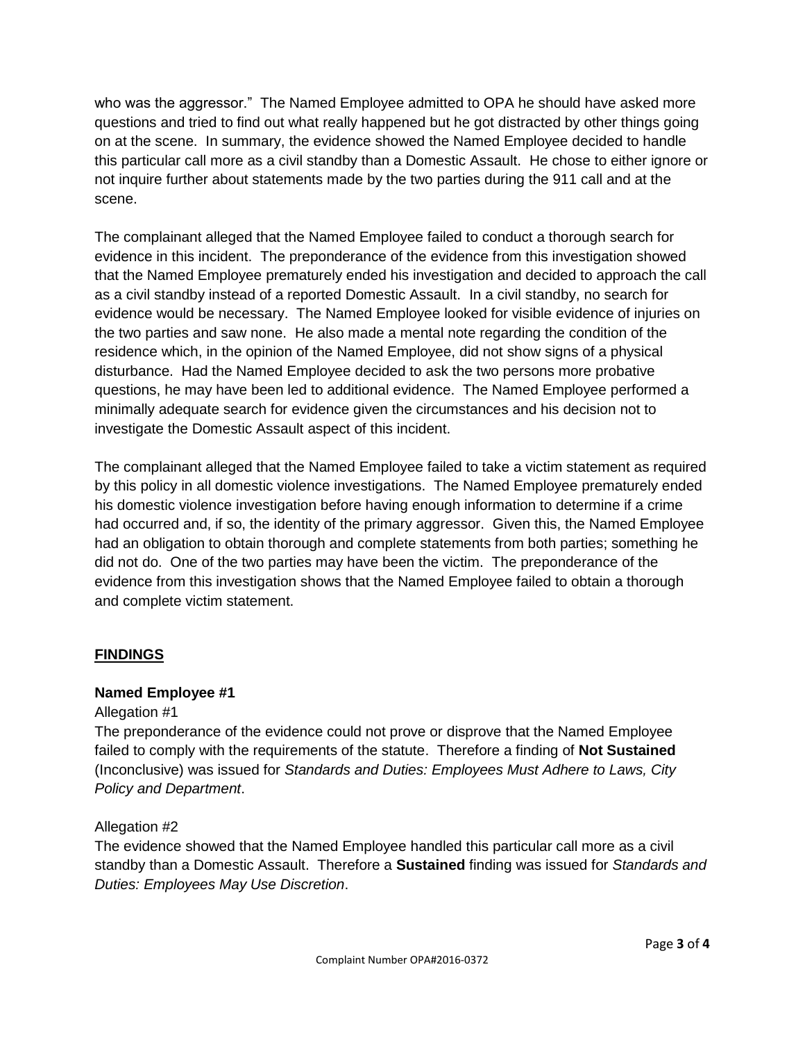who was the aggressor." The Named Employee admitted to OPA he should have asked more questions and tried to find out what really happened but he got distracted by other things going on at the scene. In summary, the evidence showed the Named Employee decided to handle this particular call more as a civil standby than a Domestic Assault. He chose to either ignore or not inquire further about statements made by the two parties during the 911 call and at the scene.

The complainant alleged that the Named Employee failed to conduct a thorough search for evidence in this incident. The preponderance of the evidence from this investigation showed that the Named Employee prematurely ended his investigation and decided to approach the call as a civil standby instead of a reported Domestic Assault. In a civil standby, no search for evidence would be necessary. The Named Employee looked for visible evidence of injuries on the two parties and saw none. He also made a mental note regarding the condition of the residence which, in the opinion of the Named Employee, did not show signs of a physical disturbance. Had the Named Employee decided to ask the two persons more probative questions, he may have been led to additional evidence. The Named Employee performed a minimally adequate search for evidence given the circumstances and his decision not to investigate the Domestic Assault aspect of this incident.

The complainant alleged that the Named Employee failed to take a victim statement as required by this policy in all domestic violence investigations. The Named Employee prematurely ended his domestic violence investigation before having enough information to determine if a crime had occurred and, if so, the identity of the primary aggressor. Given this, the Named Employee had an obligation to obtain thorough and complete statements from both parties; something he did not do. One of the two parties may have been the victim. The preponderance of the evidence from this investigation shows that the Named Employee failed to obtain a thorough and complete victim statement.

## FINDINGS

### Named Employee #1

Allegation #1

The preponderance of the evidence could not prove or disprove that the Named Employee failed to comply with the requirements of the statute. Therefore a finding of **Not Sustained** (Inconclusive) was issued for *Standards and Duties: Employees Must Adhere to Laws, City Policy and Department*.

Allegation #2

The evidence showed that the Named Employee handled this particular call more as a civil standby than a Domestic Assault. Therefore a **Sustained** finding was issued for *Standards and Duties: Employees May Use Discretion*.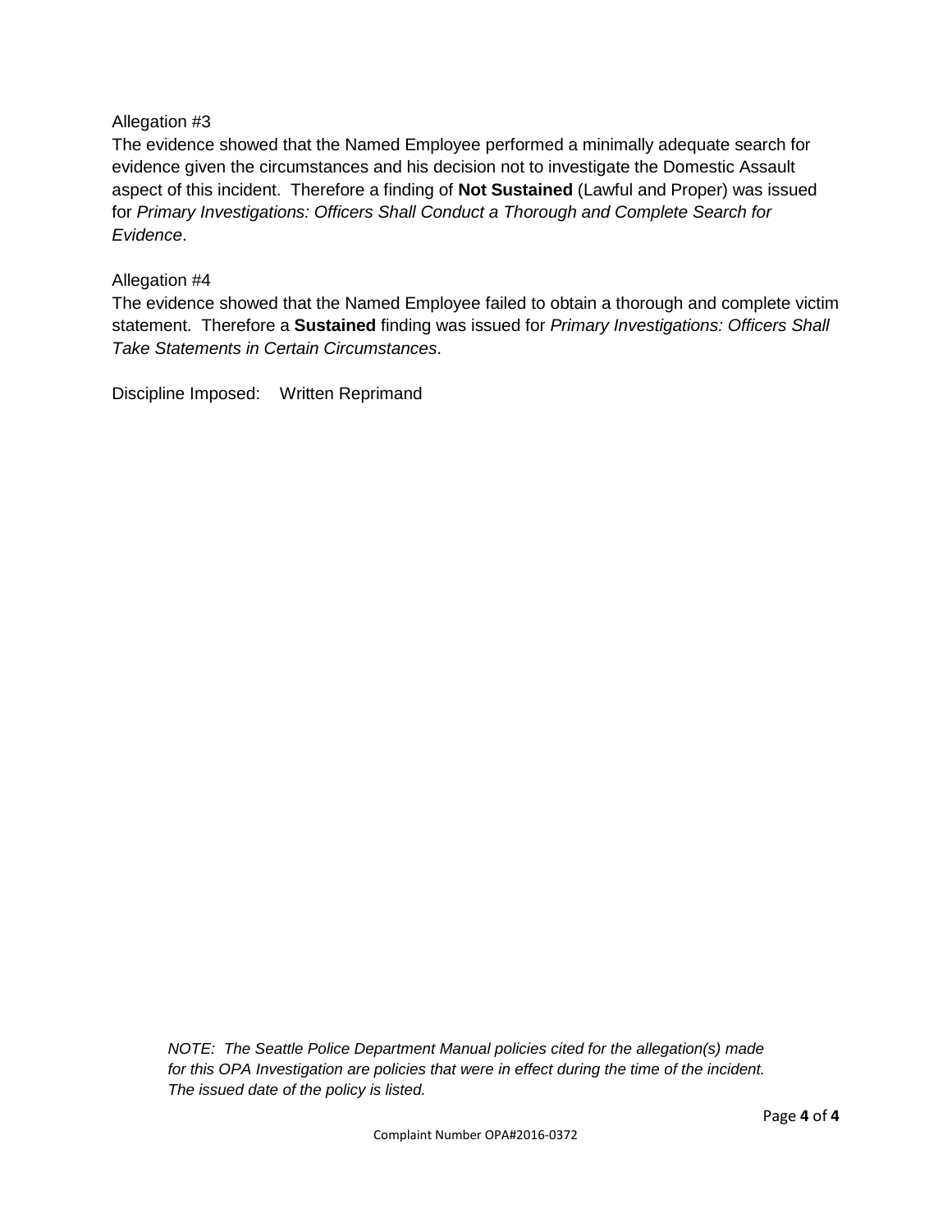Allegation #3

The evidence showed that the Named Employee performed a minimally adequate search for evidence given the circumstances and his decision not to investigate the Domestic Assault aspect of this incident. Therefore a finding of **Not Sustained** (Lawful and Proper) was issued for *Primary Investigations: Officers Shall Conduct a Thorough and Complete Search for Evidence*.

Allegation #4

The evidence showed that the Named Employee failed to obtain a thorough and complete victim statement. Therefore a **Sustained** finding was issued for *Primary Investigations: Officers Shall Take Statements in Certain Circumstances*.

Discipline Imposed: Written Reprimand

*NOTE: The Seattle Police Department Manual policies cited for the allegation(s) made for this OPA Investigation are policies that were in effect during the time of the incident. The issued date of the policy is listed.*

Complaint Number OPA#2016-0372